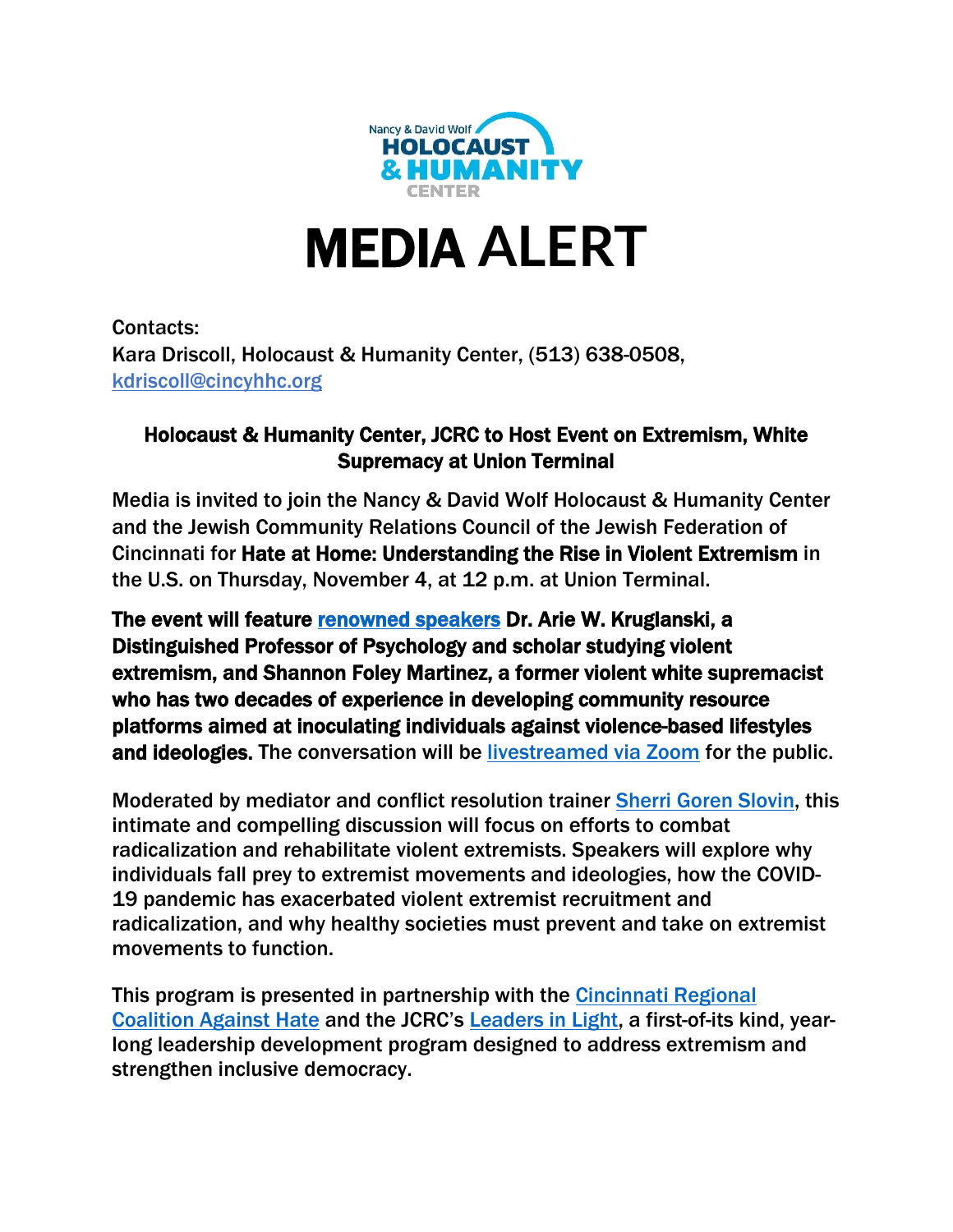Nancy & David Wolf HOLOCAUST & HUMANITY CENTER

# MEDIA ALERT

Contacts:
Kara Driscoll, Holocaust & Humanity Center, (513) 638-0508, kdriscoll@cincyhhc.org

### Holocaust & Humanity Center, JCRC to Host Event on Extremism, White Supremacy at Union Terminal

Media is invited to join the Nancy & David Wolf Holocaust & Humanity Center and the Jewish Community Relations Council of the Jewish Federation of Cincinnati for **Hate at Home: Understanding the Rise in Violent Extremism** in the U.S. on Thursday, November 4, at 12 p.m. at Union Terminal.

**The event will feature renowned speakers Dr. Arie W. Kruglanski, a Distinguished Professor of Psychology and scholar studying violent extremism, and Shannon Foley Martinez, a former violent white supremacist who has two decades of experience in developing community resource platforms aimed at inoculating individuals against violence-based lifestyles and ideologies.** The conversation will be livestreamed via Zoom for the public.

Moderated by mediator and conflict resolution trainer Sherri Goren Slovin, this intimate and compelling discussion will focus on efforts to combat radicalization and rehabilitate violent extremists. Speakers will explore why individuals fall prey to extremist movements and ideologies, how the COVID-19 pandemic has exacerbated violent extremist recruitment and radicalization, and why healthy societies must prevent and take on extremist movements to function.

This program is presented in partnership with the Cincinnati Regional Coalition Against Hate and the JCRC's Leaders in Light, a first-of-its kind, year-long leadership development program designed to address extremism and strengthen inclusive democracy.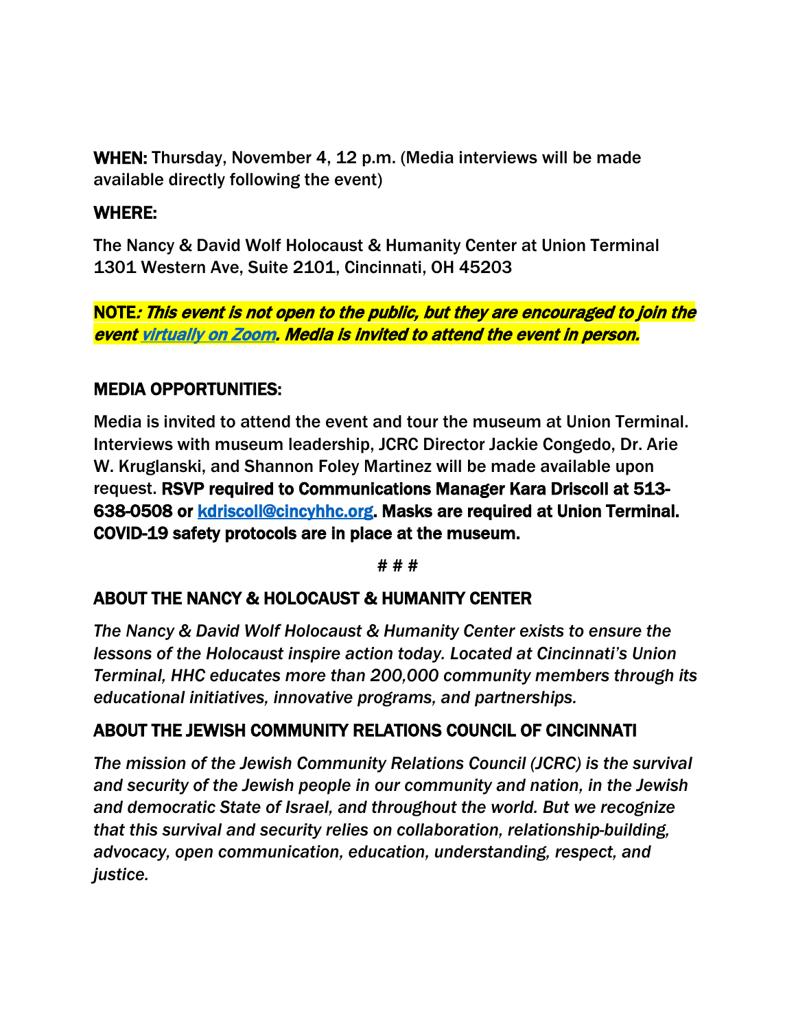**WHEN:** Thursday, November 4, 12 p.m. (Media interviews will be made available directly following the event)

**WHERE:**

The Nancy & David Wolf Holocaust & Humanity Center at Union Terminal
1301 Western Ave, Suite 2101, Cincinnati, OH 45203

**NOTE*****: This event is not open to the public, but they are encouraged to join the event [virtually on Zoom](). Media is invited to attend the event in person.***

**MEDIA OPPORTUNITIES:**

Media is invited to attend the event and tour the museum at Union Terminal. Interviews with museum leadership, JCRC Director Jackie Congedo, Dr. Arie W. Kruglanski, and Shannon Foley Martinez will be made available upon request. **RSVP required to Communications Manager Kara Driscoll at 513-638-0508 or [kdriscoll@cincyhhc.org](mailto:kdriscoll@cincyhhc.org). Masks are required at Union Terminal. COVID-19 safety protocols are in place at the museum.**

**# # #**

**ABOUT THE NANCY & HOLOCAUST & HUMANITY CENTER**

*The Nancy & David Wolf Holocaust & Humanity Center exists to ensure the lessons of the Holocaust inspire action today. Located at Cincinnati's Union Terminal, HHC educates more than 200,000 community members through its educational initiatives, innovative programs, and partnerships.*

**ABOUT THE JEWISH COMMUNITY RELATIONS COUNCIL OF CINCINNATI**

*The mission of the Jewish Community Relations Council (JCRC) is the survival and security of the Jewish people in our community and nation, in the Jewish and democratic State of Israel, and throughout the world. But we recognize that this survival and security relies on collaboration, relationship-building, advocacy, open communication, education, understanding, respect, and justice.*